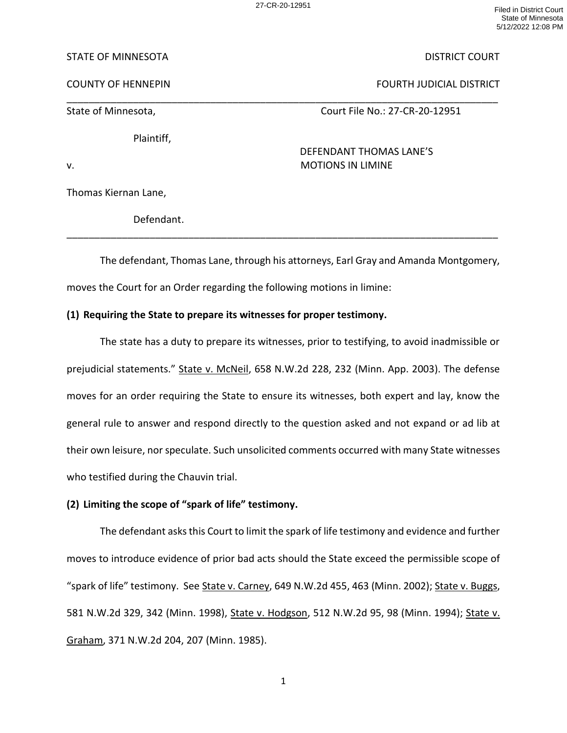STATE OF MINNESOTA DISTRICT COURT

COUNTY OF HENNEPIN FOURTH JUDICIAL DISTRICT

State of Minnesota, Court File No.: 27-CR-20-12951

Plaintiff,

v.

DEFENDANT THOMAS LANE'S MOTIONS IN LIMINE

Thomas Kiernan Lane,

Defendant.

The defendant, Thomas Lane, through his attorneys, Earl Gray and Amanda Montgomery, moves the Court for an Order regarding the following motions in limine:

**(1) Requiring the State to prepare its witnesses for proper testimony.**

The state has a duty to prepare its witnesses, prior to testifying, to avoid inadmissible or prejudicial statements." State v. McNeil, 658 N.W.2d 228, 232 (Minn. App. 2003). The defense moves for an order requiring the State to ensure its witnesses, both expert and lay, know the general rule to answer and respond directly to the question asked and not expand or ad lib at their own leisure, nor speculate. Such unsolicited comments occurred with many State witnesses who testified during the Chauvin trial.

**(2) Limiting the scope of "spark of life" testimony.**

The defendant asks this Court to limit the spark of life testimony and evidence and further moves to introduce evidence of prior bad acts should the State exceed the permissible scope of "spark of life" testimony. See State v. Carney, 649 N.W.2d 455, 463 (Minn. 2002); State v. Buggs, 581 N.W.2d 329, 342 (Minn. 1998), State v. Hodgson, 512 N.W.2d 95, 98 (Minn. 1994); State v. Graham, 371 N.W.2d 204, 207 (Minn. 1985).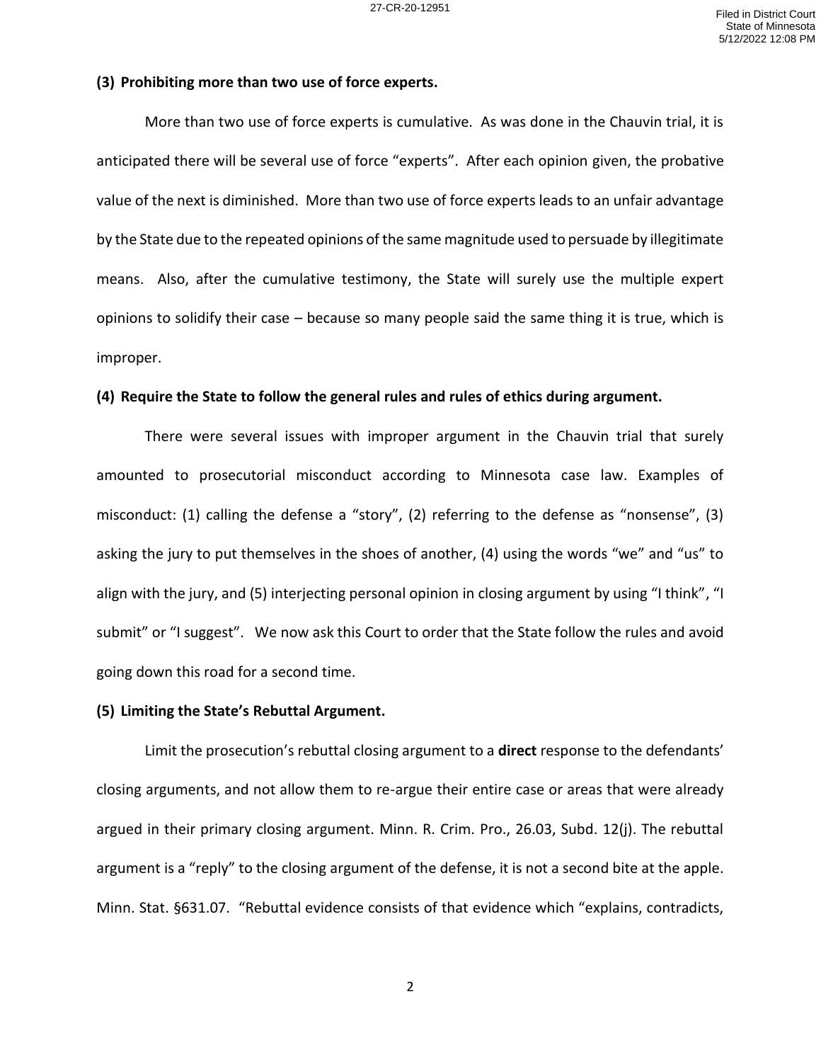**(3) Prohibiting more than two use of force experts.**

More than two use of force experts is cumulative. As was done in the Chauvin trial, it is anticipated there will be several use of force "experts". After each opinion given, the probative value of the next is diminished. More than two use of force experts leads to an unfair advantage by the State due to the repeated opinions of the same magnitude used to persuade by illegitimate means. Also, after the cumulative testimony, the State will surely use the multiple expert opinions to solidify their case – because so many people said the same thing it is true, which is improper.

**(4) Require the State to follow the general rules and rules of ethics during argument.**

There were several issues with improper argument in the Chauvin trial that surely amounted to prosecutorial misconduct according to Minnesota case law. Examples of misconduct: (1) calling the defense a "story", (2) referring to the defense as "nonsense", (3) asking the jury to put themselves in the shoes of another, (4) using the words "we" and "us" to align with the jury, and (5) interjecting personal opinion in closing argument by using "I think", "I submit" or "I suggest". We now ask this Court to order that the State follow the rules and avoid going down this road for a second time.

**(5) Limiting the State's Rebuttal Argument.**

Limit the prosecution's rebuttal closing argument to a **direct** response to the defendants' closing arguments, and not allow them to re-argue their entire case or areas that were already argued in their primary closing argument. Minn. R. Crim. Pro., 26.03, Subd. 12(j). The rebuttal argument is a "reply" to the closing argument of the defense, it is not a second bite at the apple. Minn. Stat. §631.07. "Rebuttal evidence consists of that evidence which "explains, contradicts,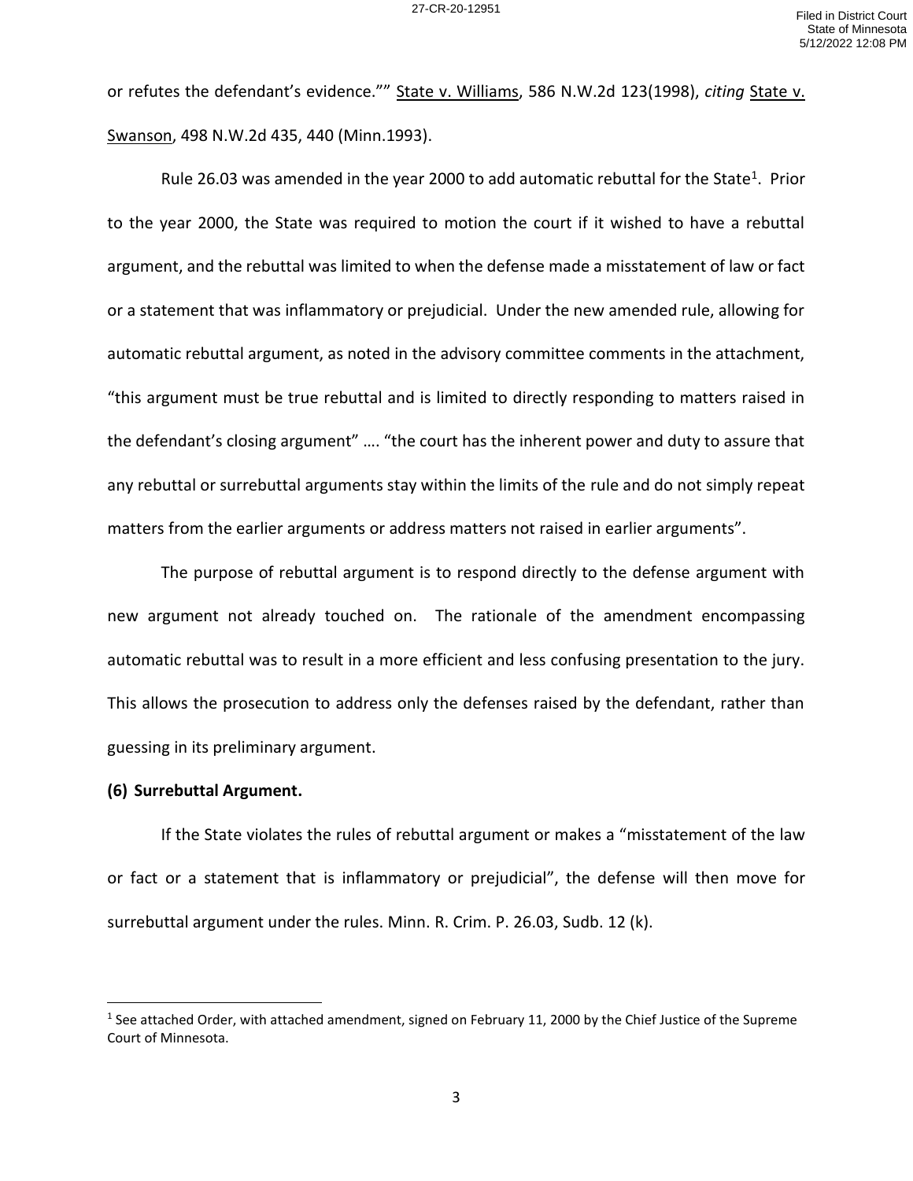or refutes the defendant's evidence."" State v. Williams, 586 N.W.2d 123(1998), *citing* State v. Swanson, 498 N.W.2d 435, 440 (Minn.1993).

Rule 26.03 was amended in the year 2000 to add automatic rebuttal for the State[1]. Prior to the year 2000, the State was required to motion the court if it wished to have a rebuttal argument, and the rebuttal was limited to when the defense made a misstatement of law or fact or a statement that was inflammatory or prejudicial. Under the new amended rule, allowing for automatic rebuttal argument, as noted in the advisory committee comments in the attachment, "this argument must be true rebuttal and is limited to directly responding to matters raised in the defendant's closing argument" …. "the court has the inherent power and duty to assure that any rebuttal or surrebuttal arguments stay within the limits of the rule and do not simply repeat matters from the earlier arguments or address matters not raised in earlier arguments".

The purpose of rebuttal argument is to respond directly to the defense argument with new argument not already touched on. The rationale of the amendment encompassing automatic rebuttal was to result in a more efficient and less confusing presentation to the jury. This allows the prosecution to address only the defenses raised by the defendant, rather than guessing in its preliminary argument.

**(6) Surrebuttal Argument.**

If the State violates the rules of rebuttal argument or makes a "misstatement of the law or fact or a statement that is inflammatory or prejudicial", the defense will then move for surrebuttal argument under the rules. Minn. R. Crim. P. 26.03, Sudb. 12 (k).

[1] See attached Order, with attached amendment, signed on February 11, 2000 by the Chief Justice of the Supreme Court of Minnesota.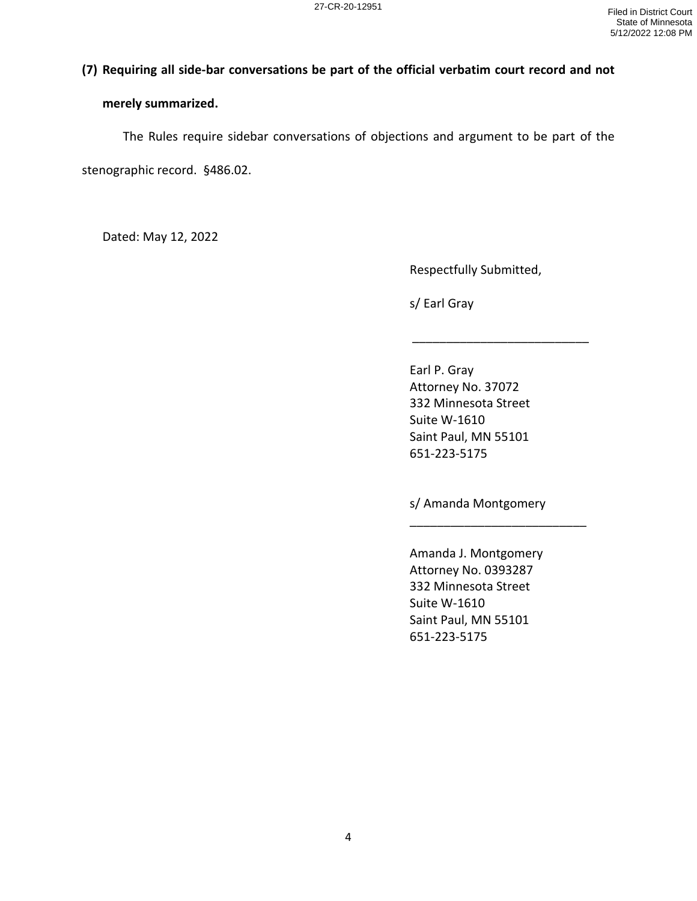**(7) Requiring all side-bar conversations be part of the official verbatim court record and not merely summarized.**

The Rules require sidebar conversations of objections and argument to be part of the stenographic record. §486.02.

Dated: May 12, 2022

Respectfully Submitted,

s/ Earl Gray

\_\_\_\_\_\_\_\_\_\_\_\_\_\_\_\_\_\_\_\_\_\_\_\_\_\_

Earl P. Gray
Attorney No. 37072
332 Minnesota Street
Suite W-1610
Saint Paul, MN 55101
651-223-5175

s/ Amanda Montgomery

\_\_\_\_\_\_\_\_\_\_\_\_\_\_\_\_\_\_\_\_\_\_\_\_\_\_

Amanda J. Montgomery
Attorney No. 0393287
332 Minnesota Street
Suite W-1610
Saint Paul, MN 55101
651-223-5175